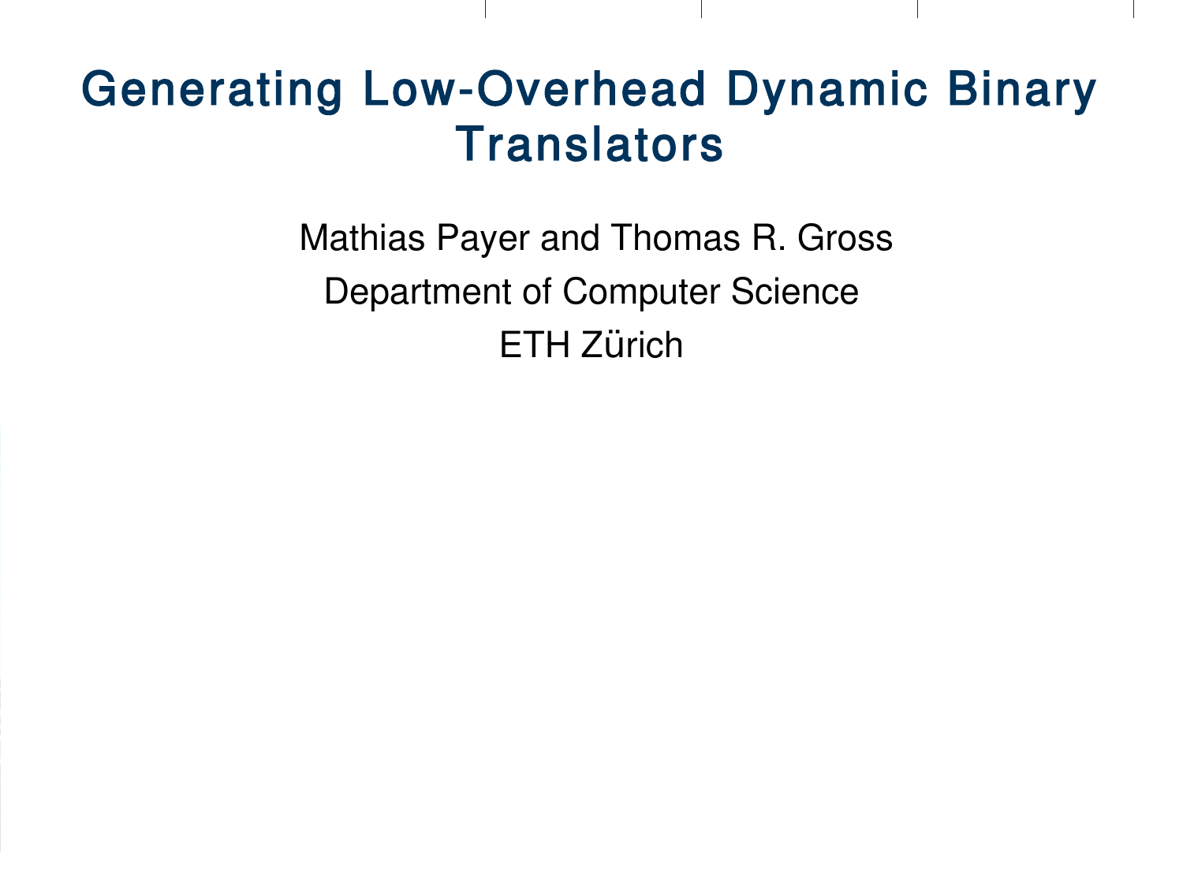# Generating Low-Overhead Dynamic Binary Translators

Mathias Payer and Thomas R. Gross

Department of Computer Science

ETH Zürich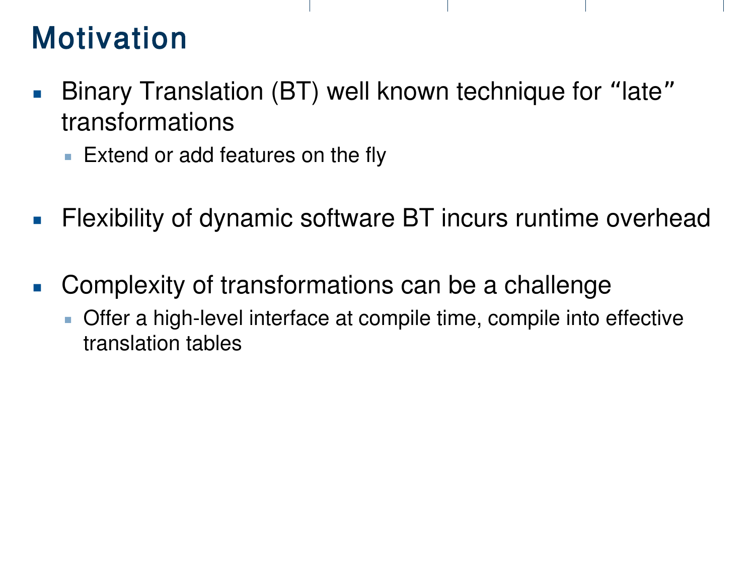# Motivation

- Binary Translation (BT) well known technique for “late” transformations
  - Extend or add features on the fly
- Flexibility of dynamic software BT incurs runtime overhead
- Complexity of transformations can be a challenge
  - Offer a high-level interface at compile time, compile into effective translation tables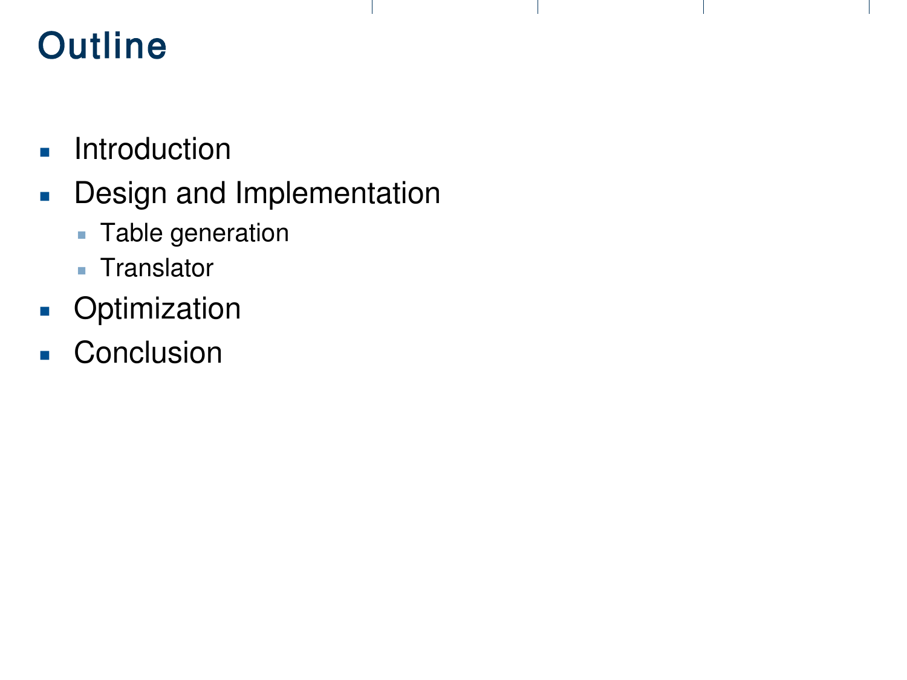# Outline

- Introduction
- Design and Implementation
  - Table generation
  - Translator
- Optimization
- Conclusion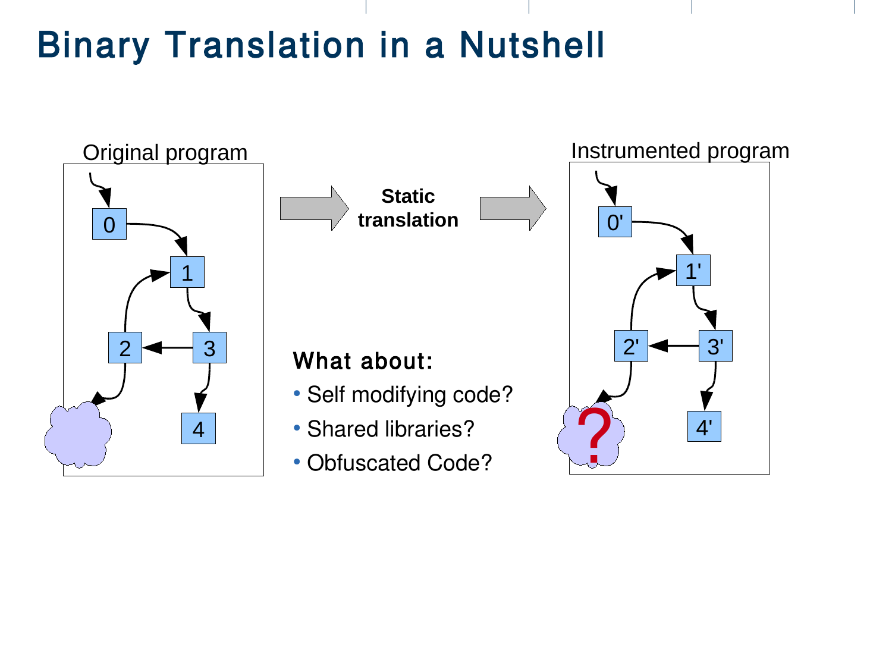# Binary Translation in a Nutshell

Original program

Static translation

Instrumented program

**What about:**

- Self modifying code?
- Shared libraries?
- Obfuscated Code?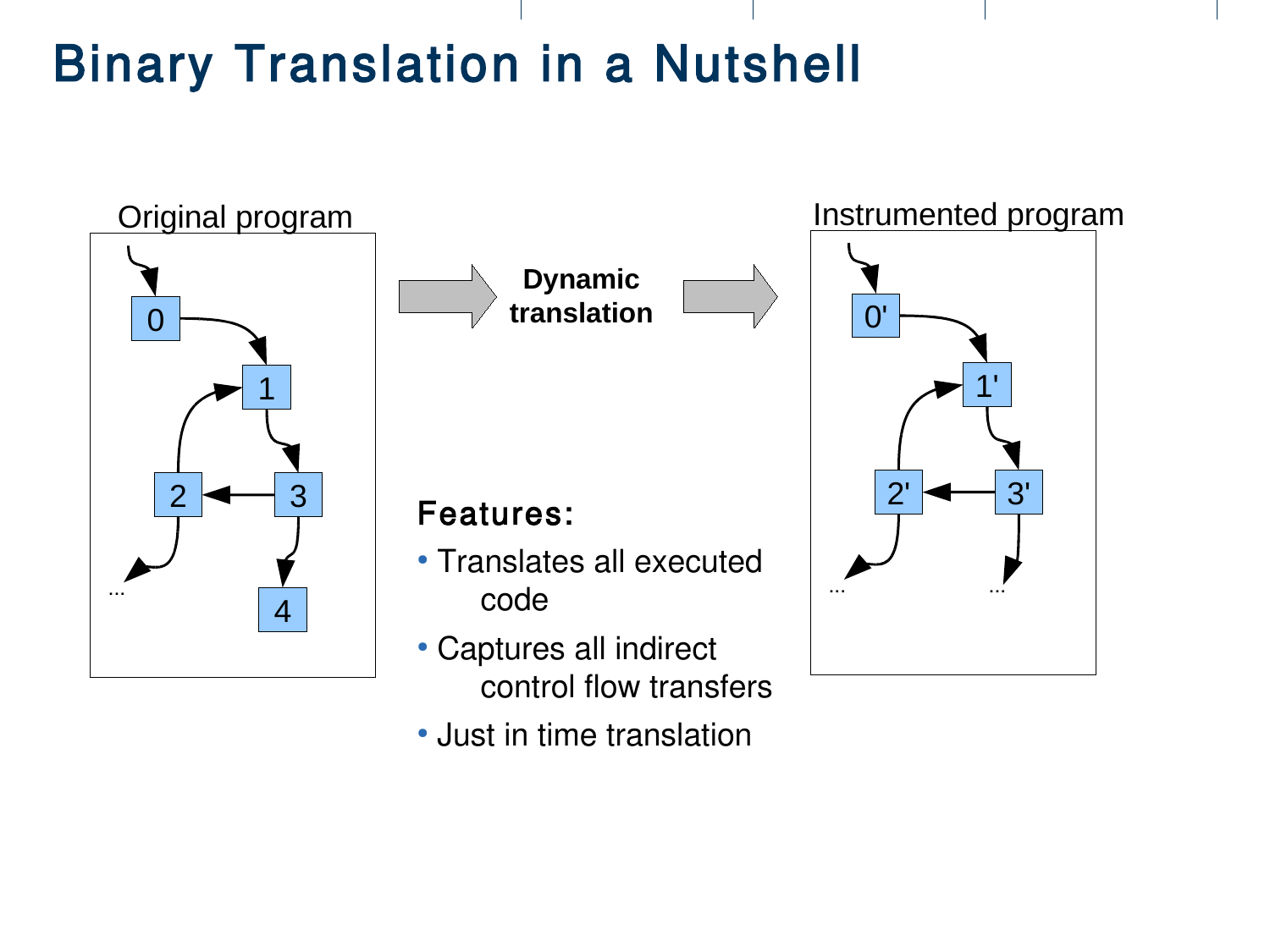# Binary Translation in a Nutshell

Original program

0 → 1 → 3 → 2 → 1 ...; 3 → 4; 2 → ...

**Dynamic translation**

Instrumented program

0' → 1' → 3' → 2' → 1' ...; 3' → ...; 2' → ...

**Features:**

- Translates all executed code
- Captures all indirect control flow transfers
- Just in time translation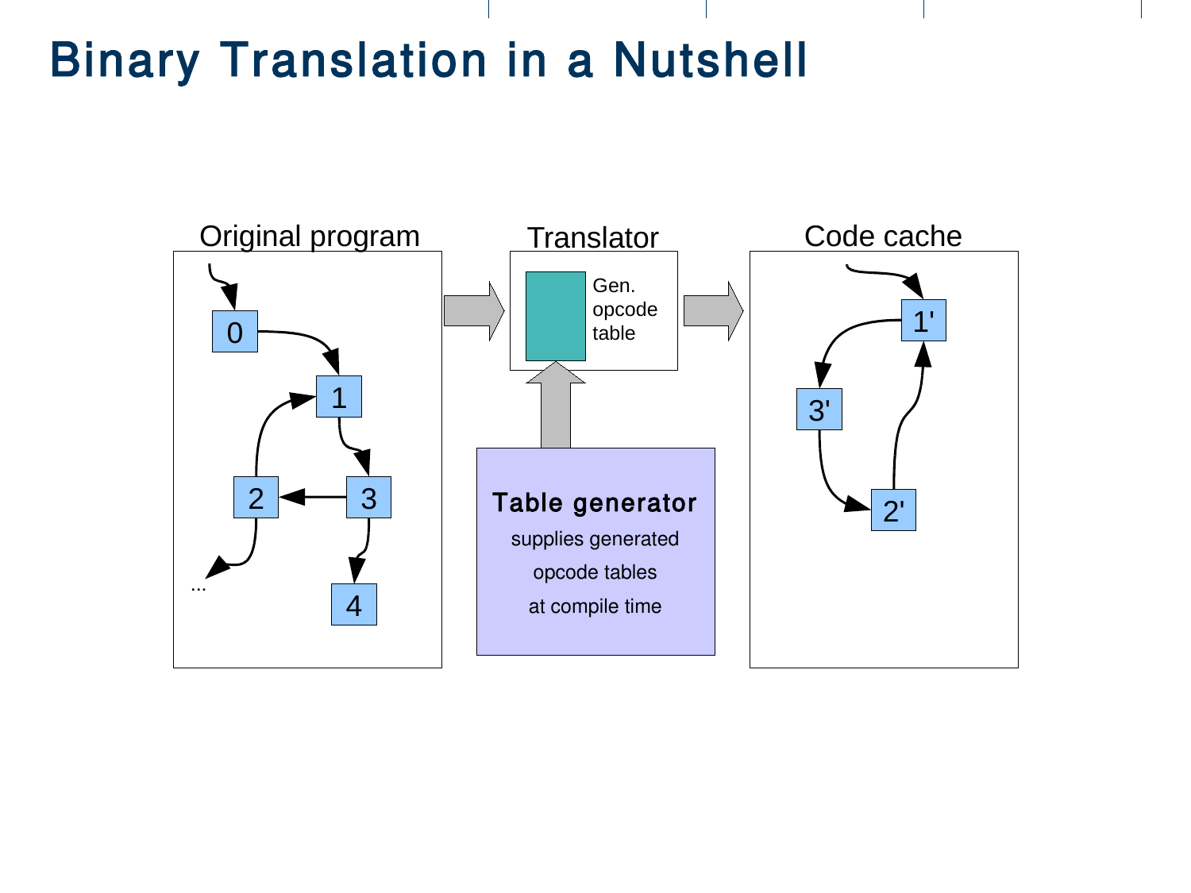# Binary Translation in a Nutshell

Original program

0

1

2

3

4

...

Translator

Gen. opcode table

Code cache

1'

3'

2'

**Table generator**

supplies generated opcode tables at compile time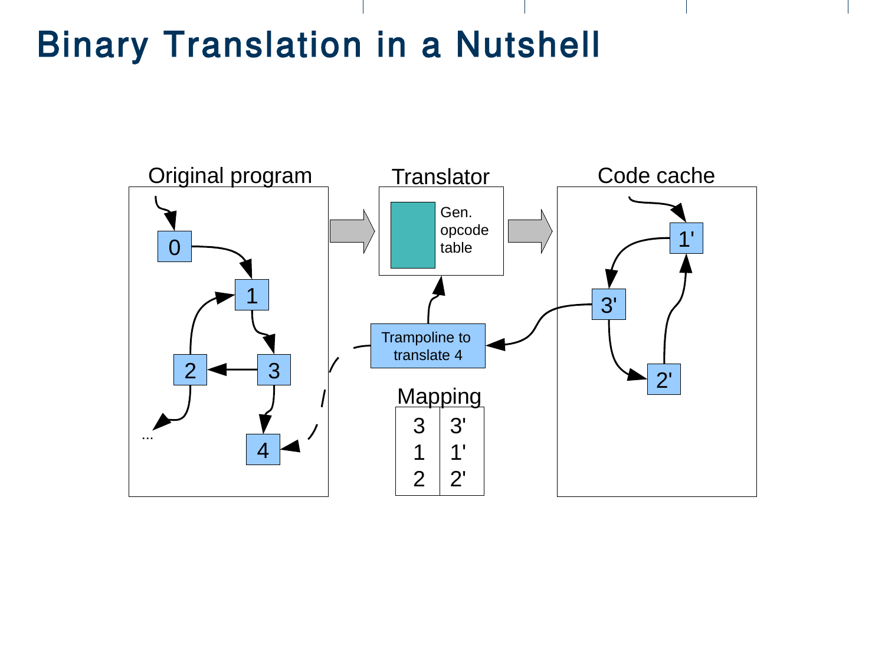# Binary Translation in a Nutshell

Original program

Translator

Gen. opcode table

Code cache

Trampoline to translate 4

Mapping

| 3 | 3' |
|---|---|
| 1 | 1' |
| 2 | 2' |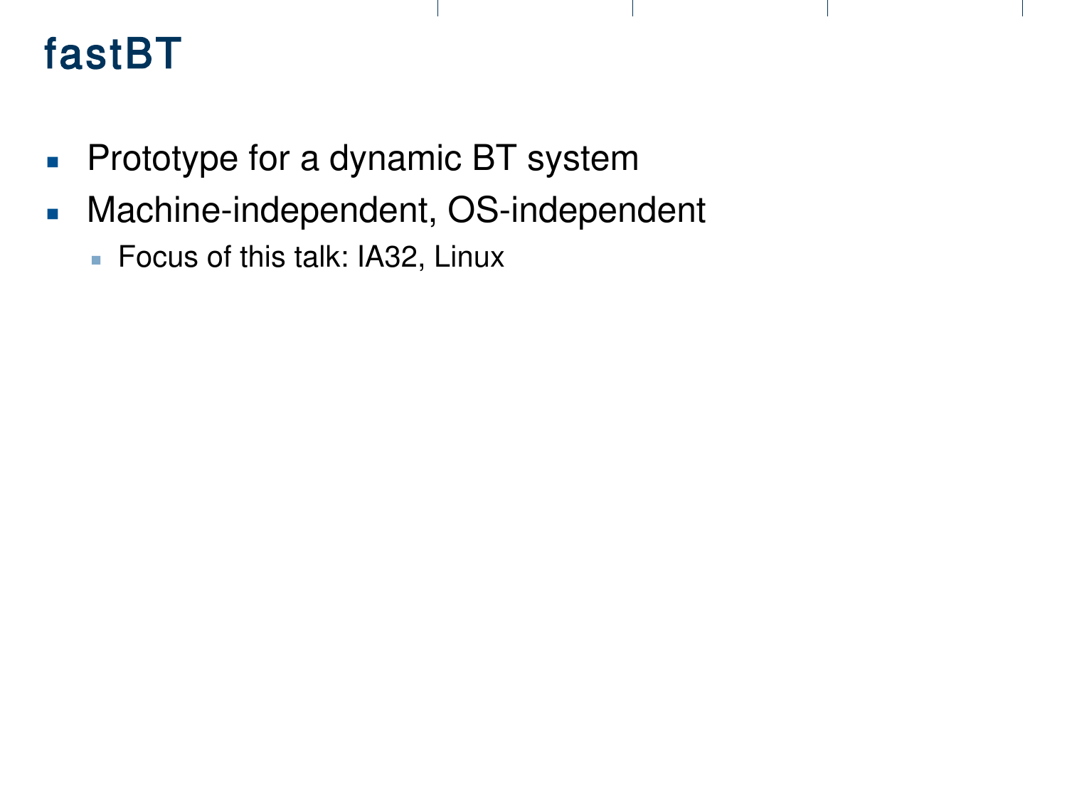# fastBT

- Prototype for a dynamic BT system
- Machine-independent, OS-independent
  - Focus of this talk: IA32, Linux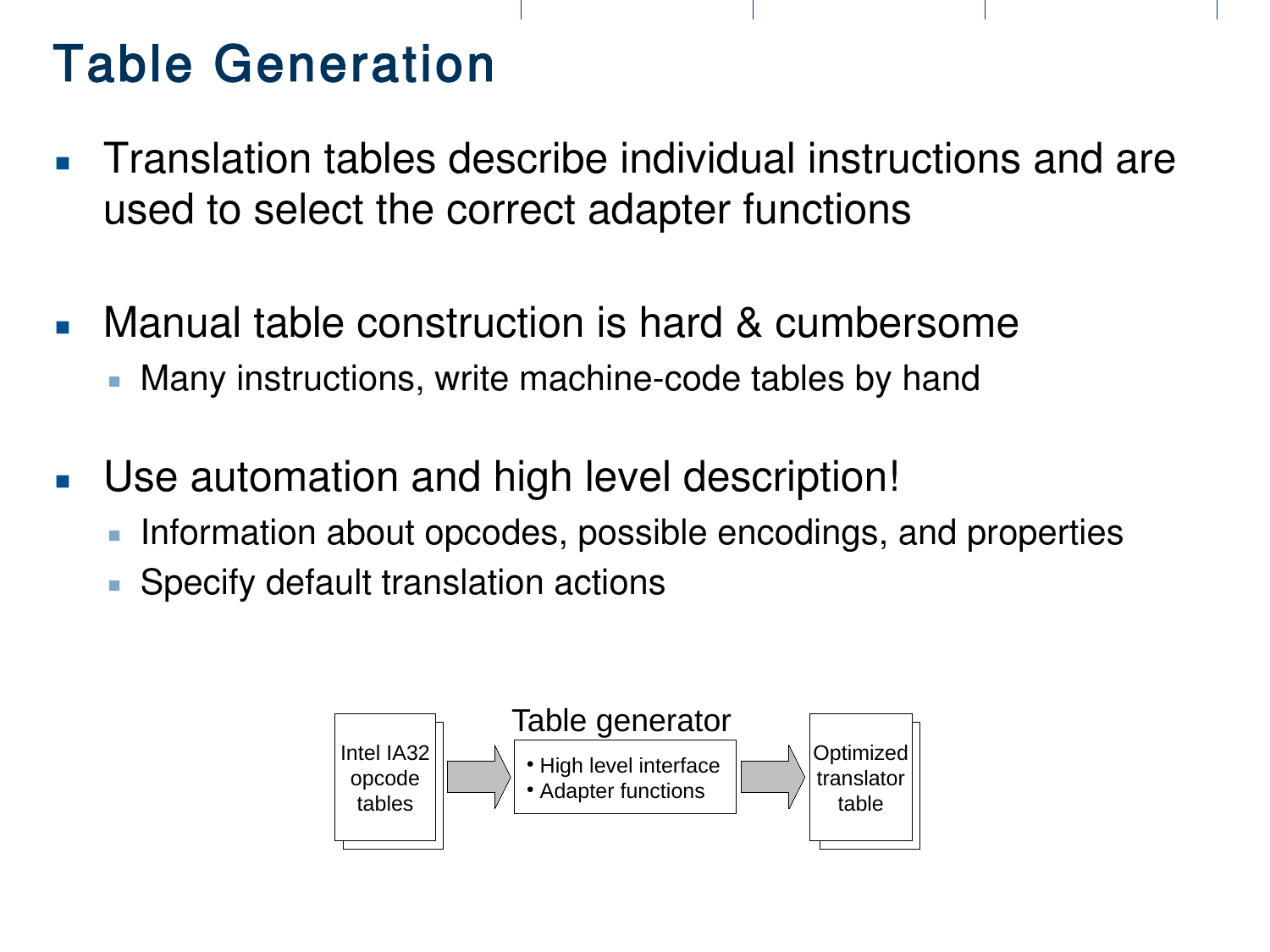# Table Generation

- Translation tables describe individual instructions and are used to select the correct adapter functions
- Manual table construction is hard & cumbersome
  - Many instructions, write machine-code tables by hand
- Use automation and high level description!
  - Information about opcodes, possible encodings, and properties
  - Specify default translation actions

Intel IA32 opcode tables → Table generator (• High level interface • Adapter functions) → Optimized translator table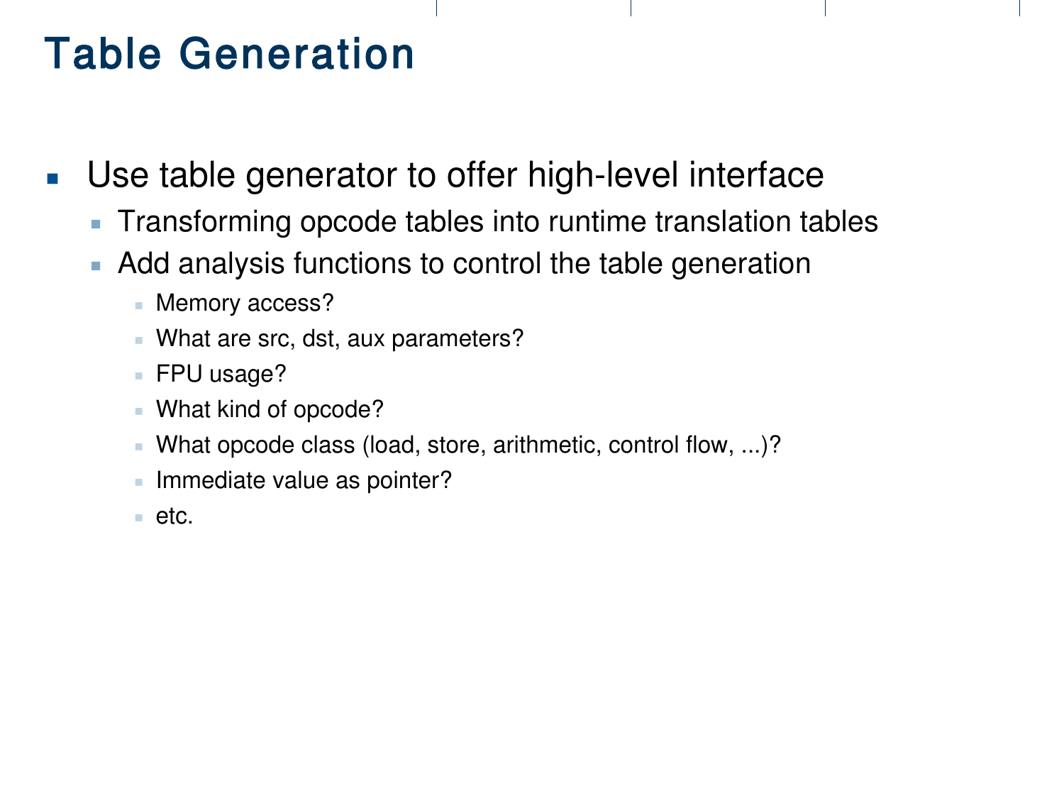# Table Generation

- Use table generator to offer high-level interface
  - Transforming opcode tables into runtime translation tables
  - Add analysis functions to control the table generation
    - Memory access?
    - What are src, dst, aux parameters?
    - FPU usage?
    - What kind of opcode?
    - What opcode class (load, store, arithmetic, control flow, ...)?
    - Immediate value as pointer?
    - etc.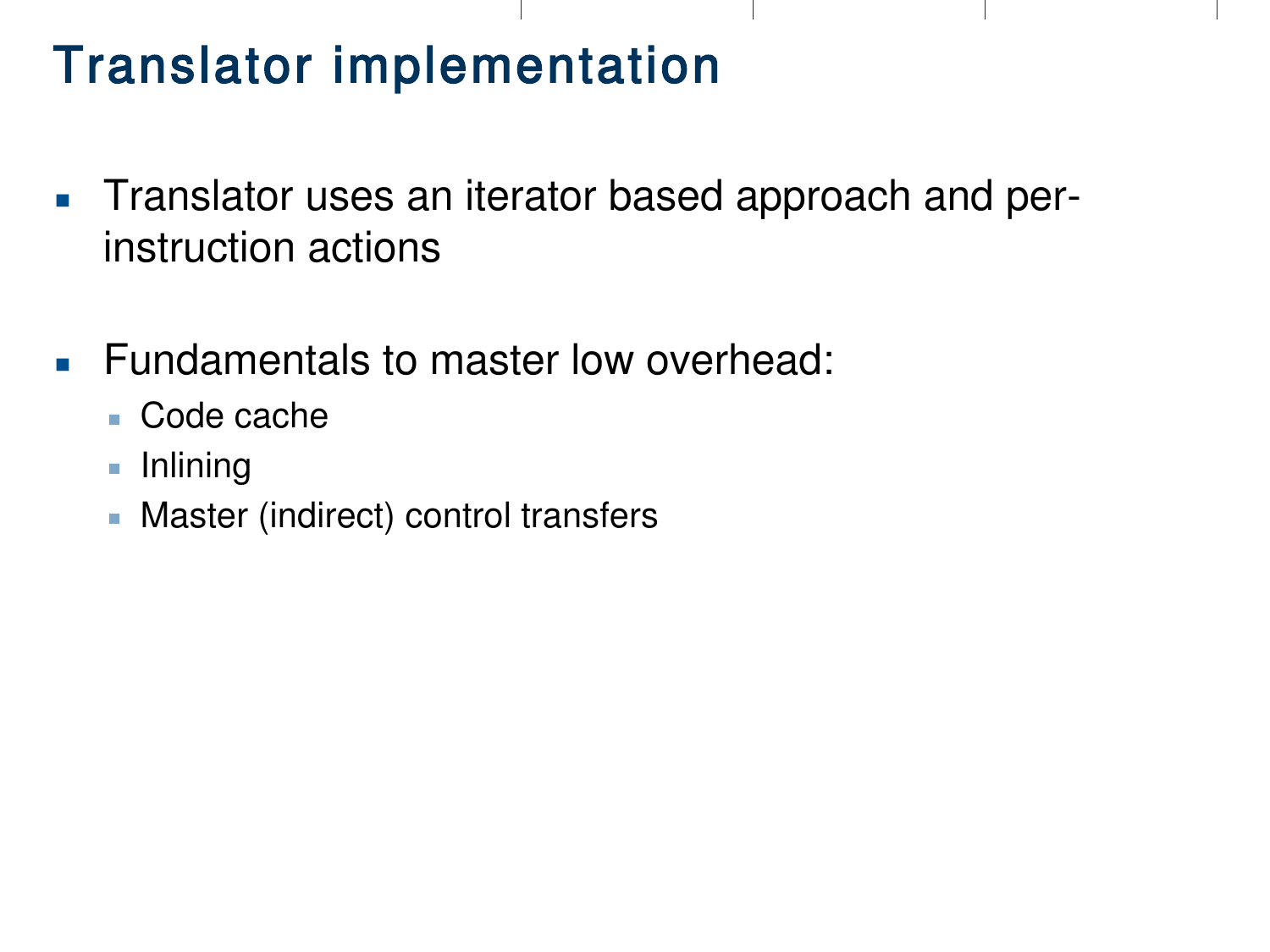# Translator implementation

- Translator uses an iterator based approach and per-instruction actions
- Fundamentals to master low overhead:
  - Code cache
  - Inlining
  - Master (indirect) control transfers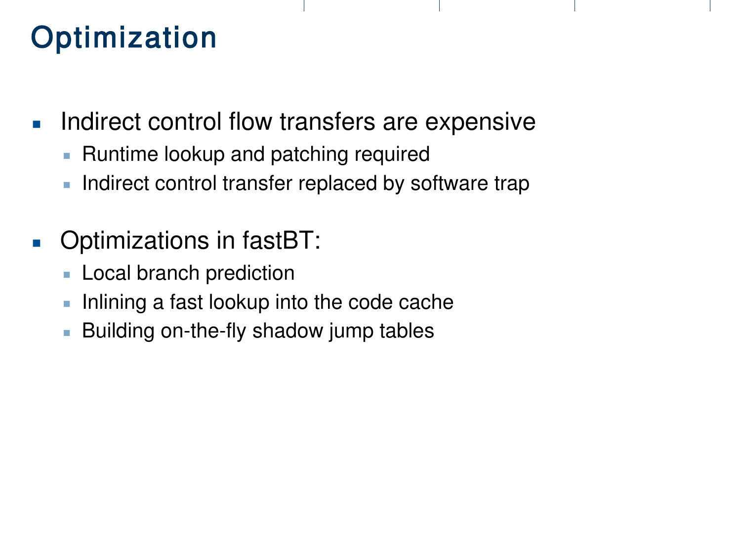# Optimization

- Indirect control flow transfers are expensive
  - Runtime lookup and patching required
  - Indirect control transfer replaced by software trap

- Optimizations in fastBT:
  - Local branch prediction
  - Inlining a fast lookup into the code cache
  - Building on-the-fly shadow jump tables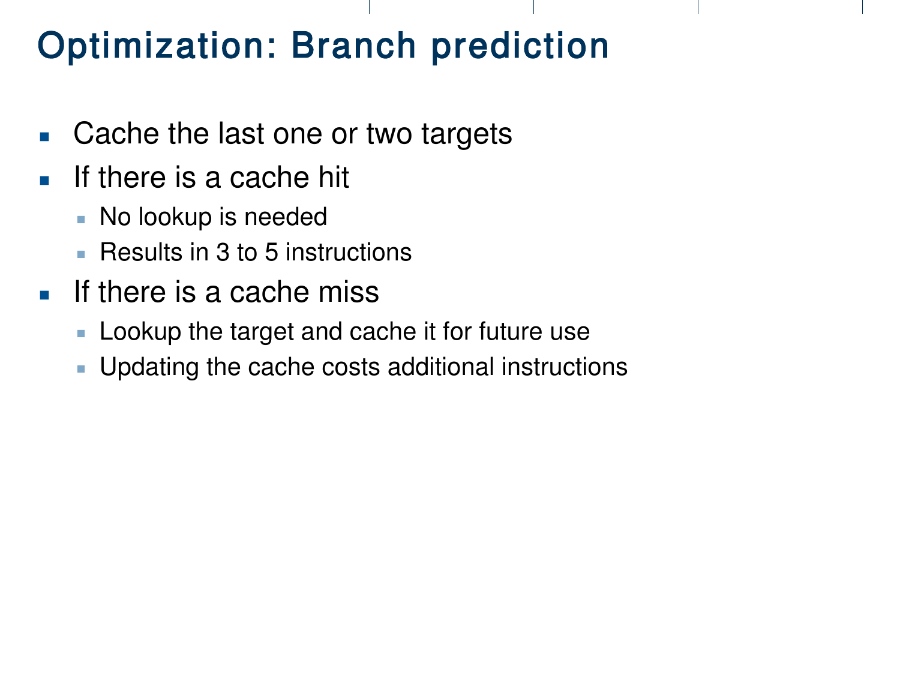# Optimization: Branch prediction

- Cache the last one or two targets
- If there is a cache hit
  - No lookup is needed
  - Results in 3 to 5 instructions
- If there is a cache miss
  - Lookup the target and cache it for future use
  - Updating the cache costs additional instructions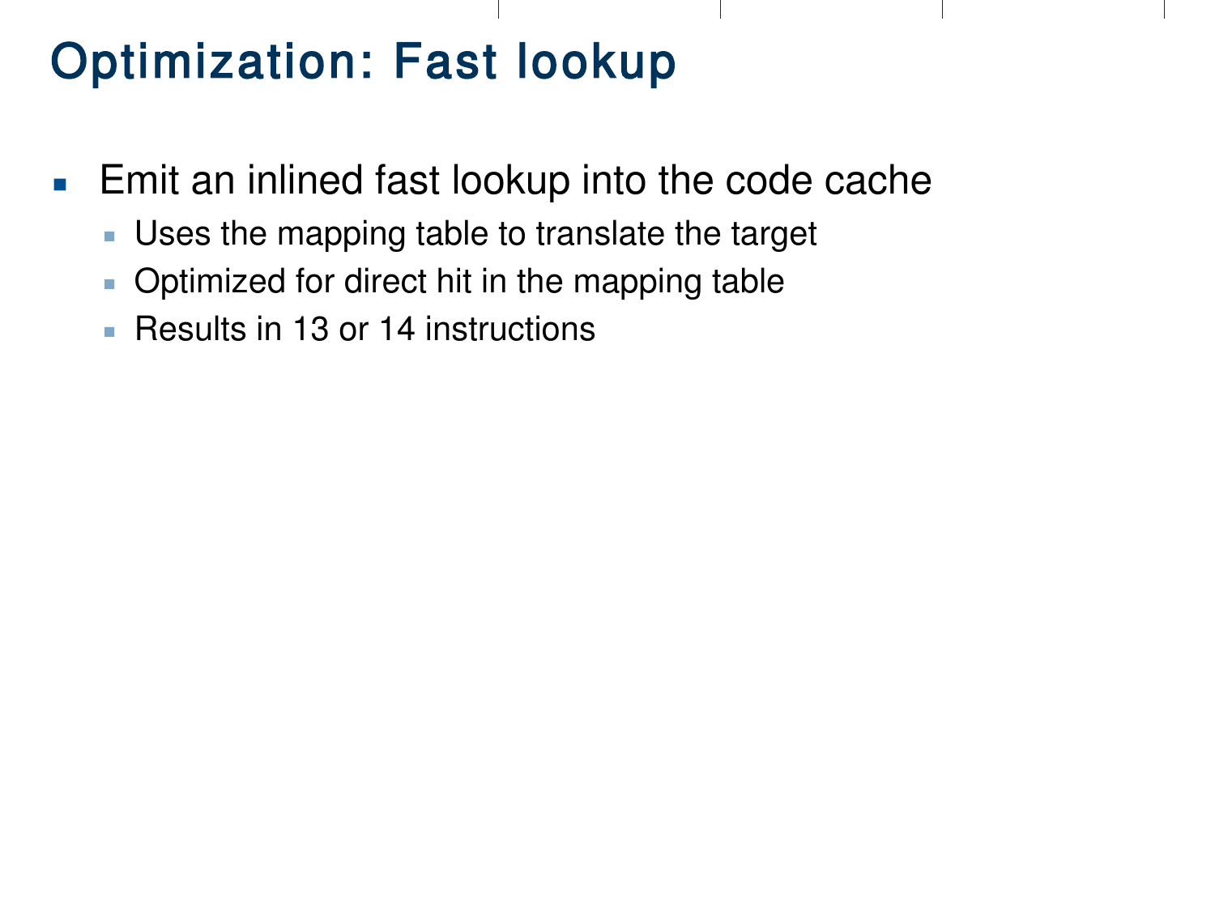# Optimization: Fast lookup

- Emit an inlined fast lookup into the code cache
  - Uses the mapping table to translate the target
  - Optimized for direct hit in the mapping table
  - Results in 13 or 14 instructions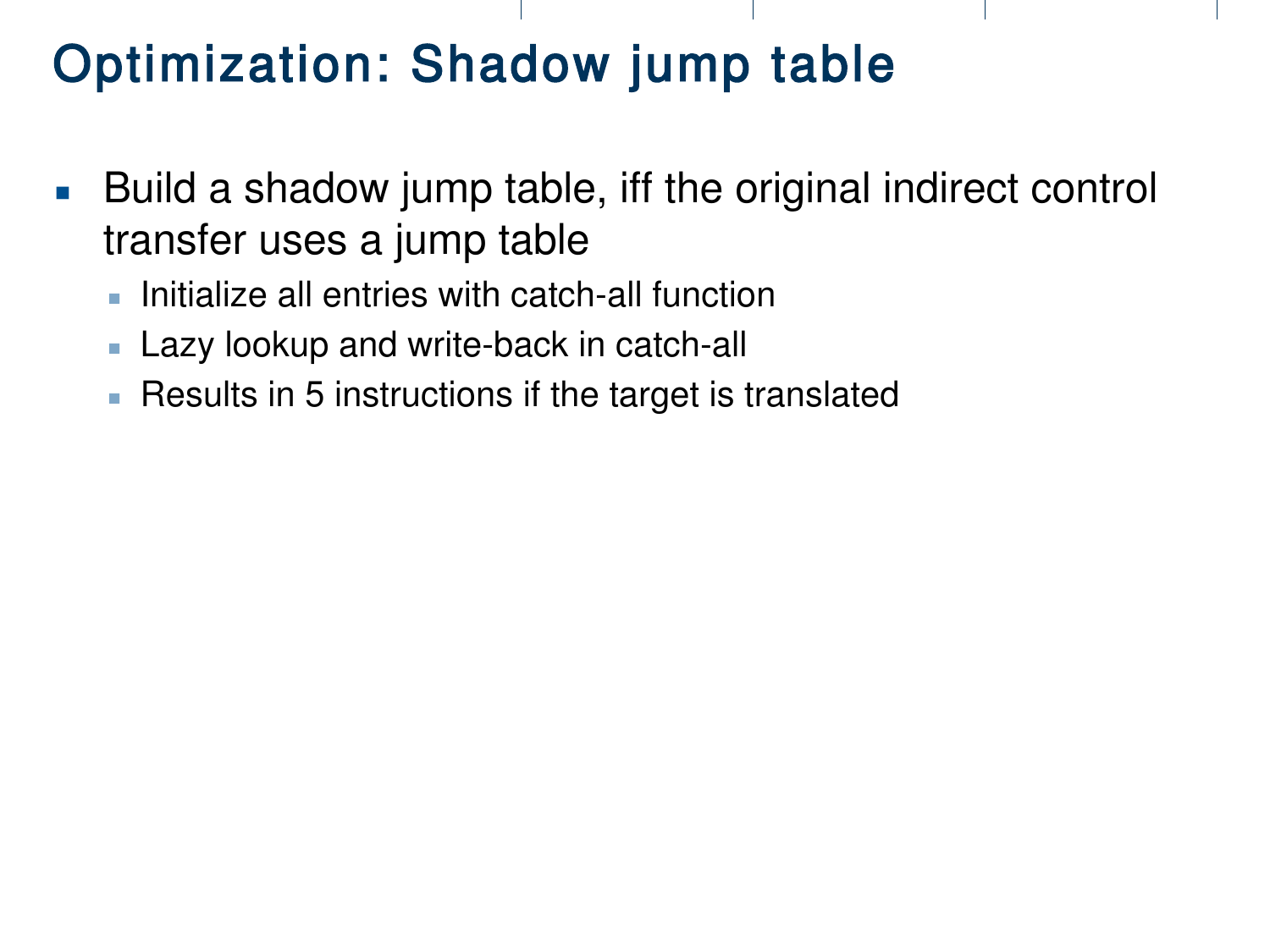# Optimization: Shadow jump table

- Build a shadow jump table, iff the original indirect control transfer uses a jump table
  - Initialize all entries with catch-all function
  - Lazy lookup and write-back in catch-all
  - Results in 5 instructions if the target is translated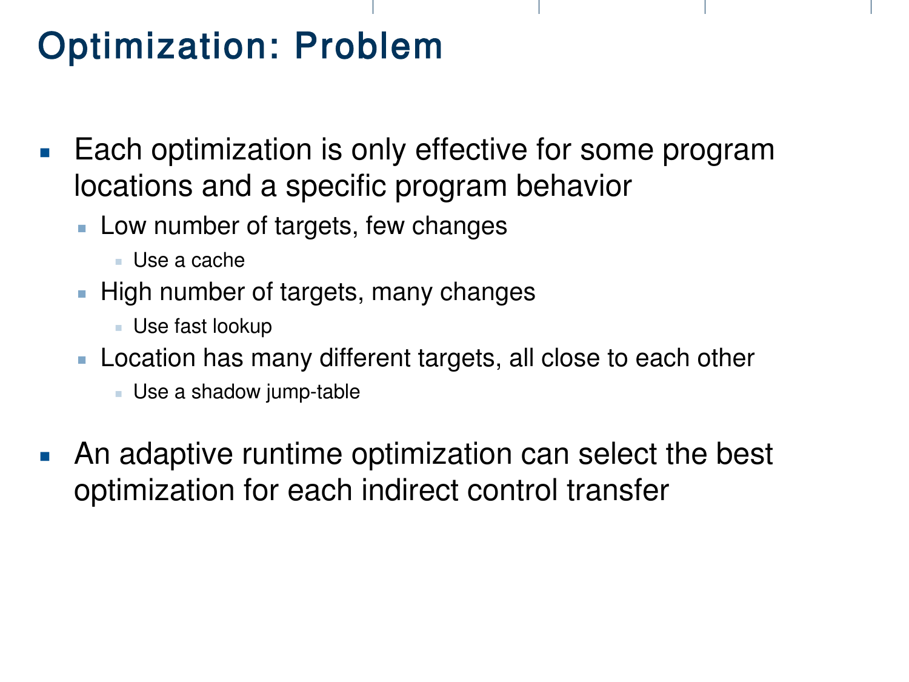# Optimization: Problem

- Each optimization is only effective for some program locations and a specific program behavior
  - Low number of targets, few changes
    - Use a cache
  - High number of targets, many changes
    - Use fast lookup
  - Location has many different targets, all close to each other
    - Use a shadow jump-table
- An adaptive runtime optimization can select the best optimization for each indirect control transfer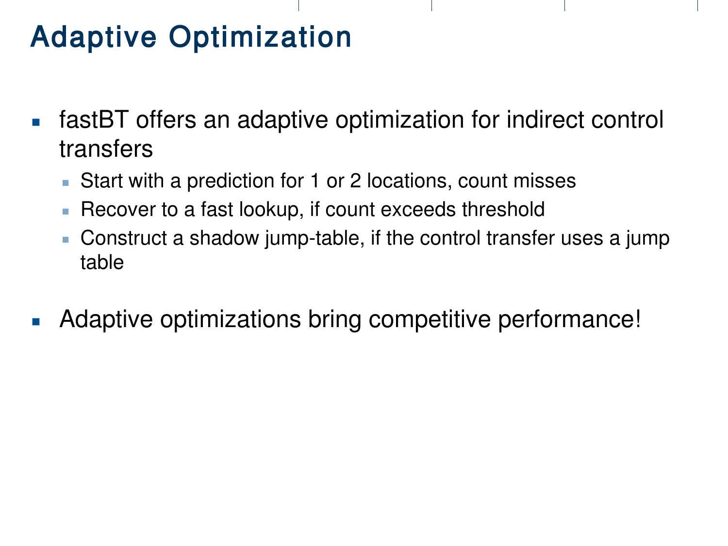# Adaptive Optimization

- fastBT offers an adaptive optimization for indirect control transfers
  - Start with a prediction for 1 or 2 locations, count misses
  - Recover to a fast lookup, if count exceeds threshold
  - Construct a shadow jump-table, if the control transfer uses a jump table

- Adaptive optimizations bring competitive performance!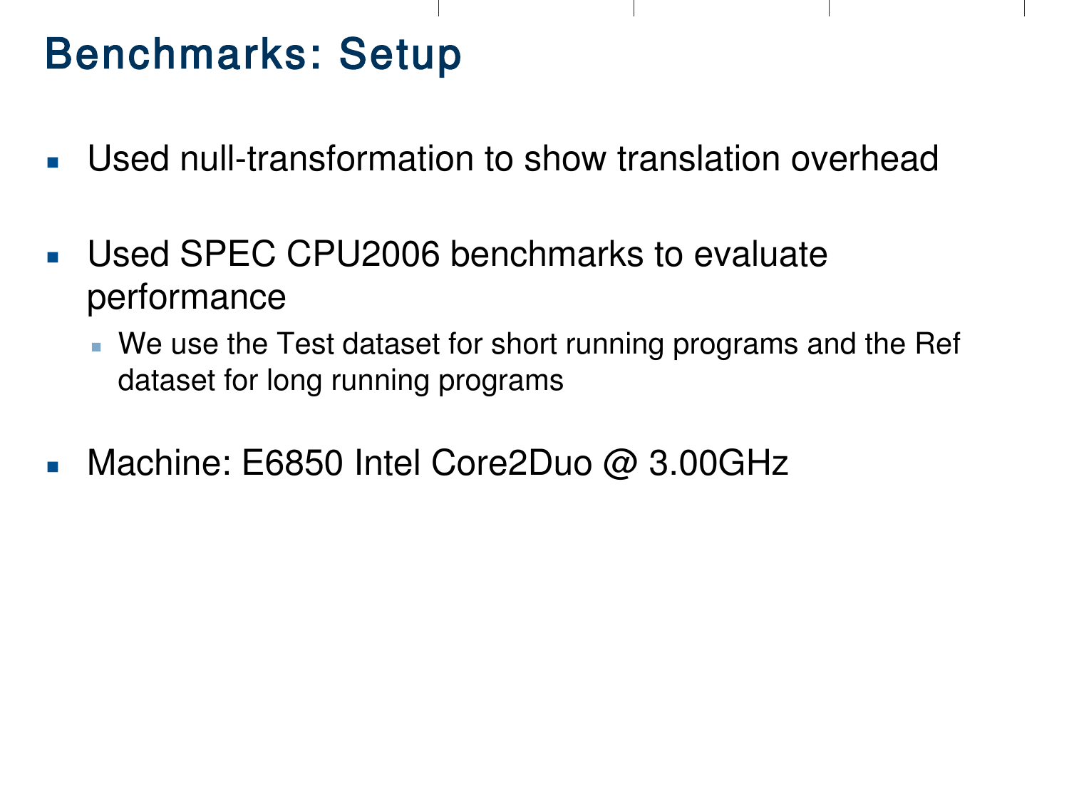# Benchmarks: Setup

- Used null-transformation to show translation overhead
- Used SPEC CPU2006 benchmarks to evaluate performance
  - We use the Test dataset for short running programs and the Ref dataset for long running programs
- Machine: E6850 Intel Core2Duo @ 3.00GHz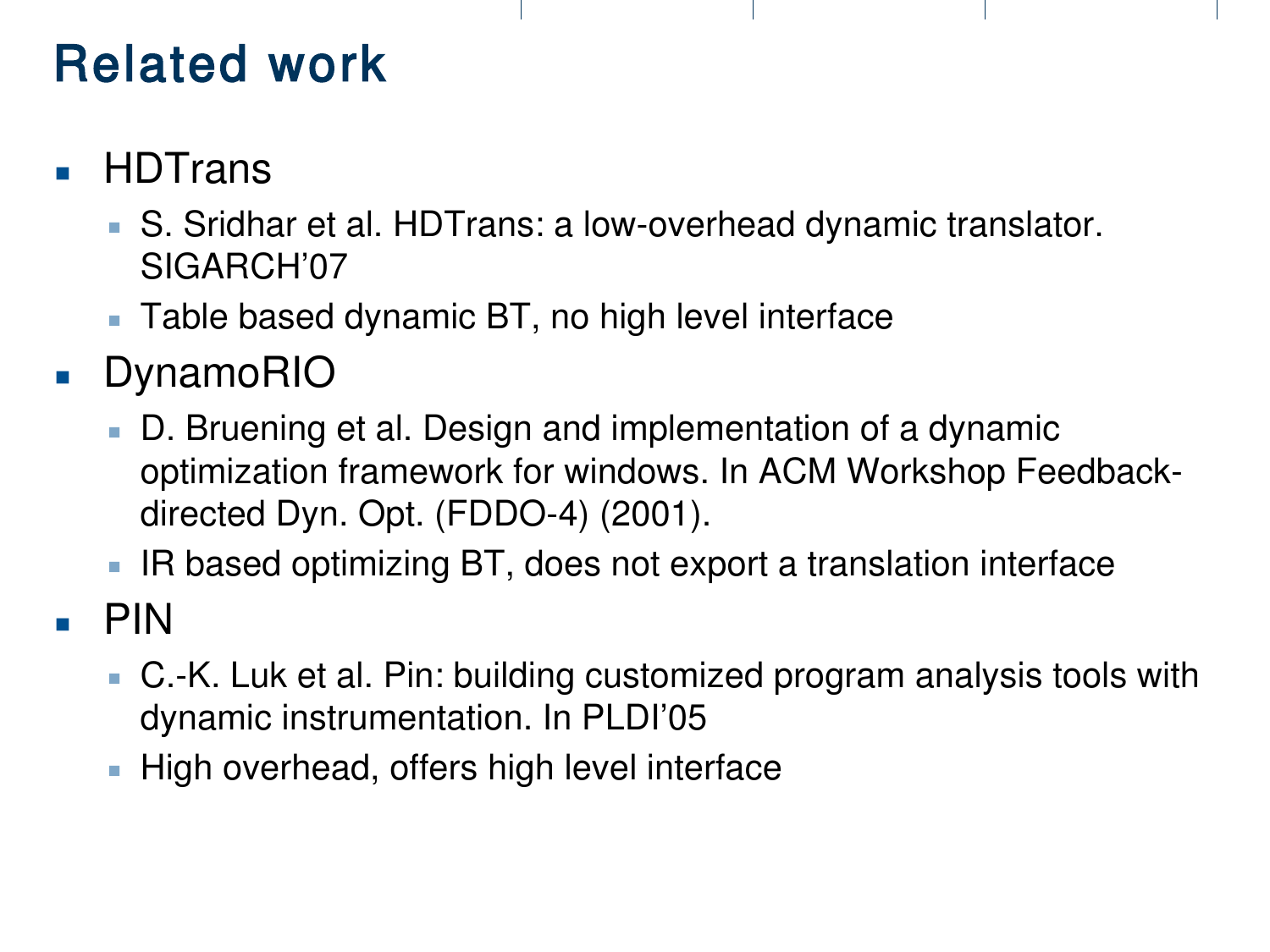# Related work

- HDTrans
  - S. Sridhar et al. HDTrans: a low-overhead dynamic translator. SIGARCH'07
  - Table based dynamic BT, no high level interface
- DynamoRIO
  - D. Bruening et al. Design and implementation of a dynamic optimization framework for windows. In ACM Workshop Feedback-directed Dyn. Opt. (FDDO-4) (2001).
  - IR based optimizing BT, does not export a translation interface
- PIN
  - C.-K. Luk et al. Pin: building customized program analysis tools with dynamic instrumentation. In PLDI'05
  - High overhead, offers high level interface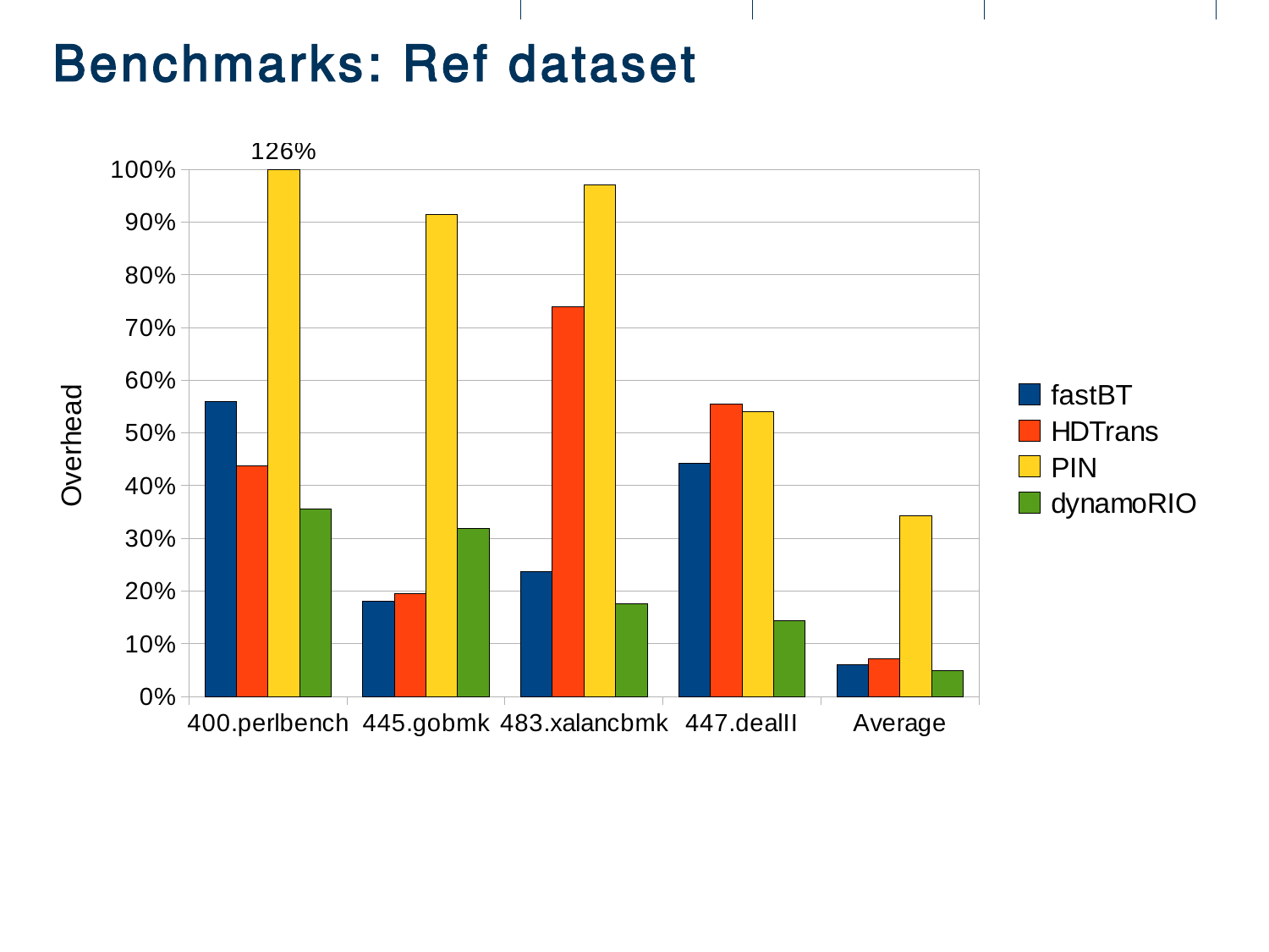# Benchmarks: Ref dataset

| | fastBT | HDTrans | PIN | dynamoRIO |
|---|---|---|---|---|
| 400.perlbench | 56% | 44% | 126% | 36% |
| 445.gobmk | 18% | 20% | 91% | 32% |
| 483.xalancbmk | 24% | 74% | 97% | 18% |
| 447.dealII | 44% | 55% | 54% | 14% |
| Average | 6% | 7% | 34% | 5% |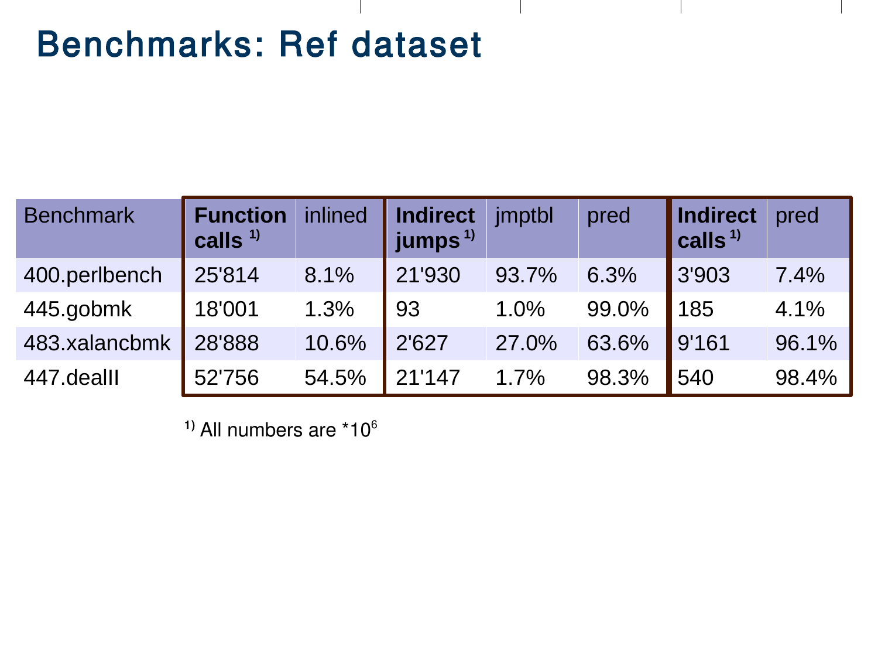# Benchmarks: Ref dataset

| Benchmark | **Function calls** [1)] | inlined | **Indirect jumps** [1)] | jmptbl | pred | **Indirect calls** [1)] | pred |
|---|---|---|---|---|---|---|---|
| 400.perlbench | 25'814 | 8.1% | 21'930 | 93.7% | 6.3% | 3'903 | 7.4% |
| 445.gobmk | 18'001 | 1.3% | 93 | 1.0% | 99.0% | 185 | 4.1% |
| 483.xalancbmk | 28'888 | 10.6% | 2'627 | 27.0% | 63.6% | 9'161 | 96.1% |
| 447.dealII | 52'756 | 54.5% | 21'147 | 1.7% | 98.3% | 540 | 98.4% |

[1)] All numbers are $*10^6$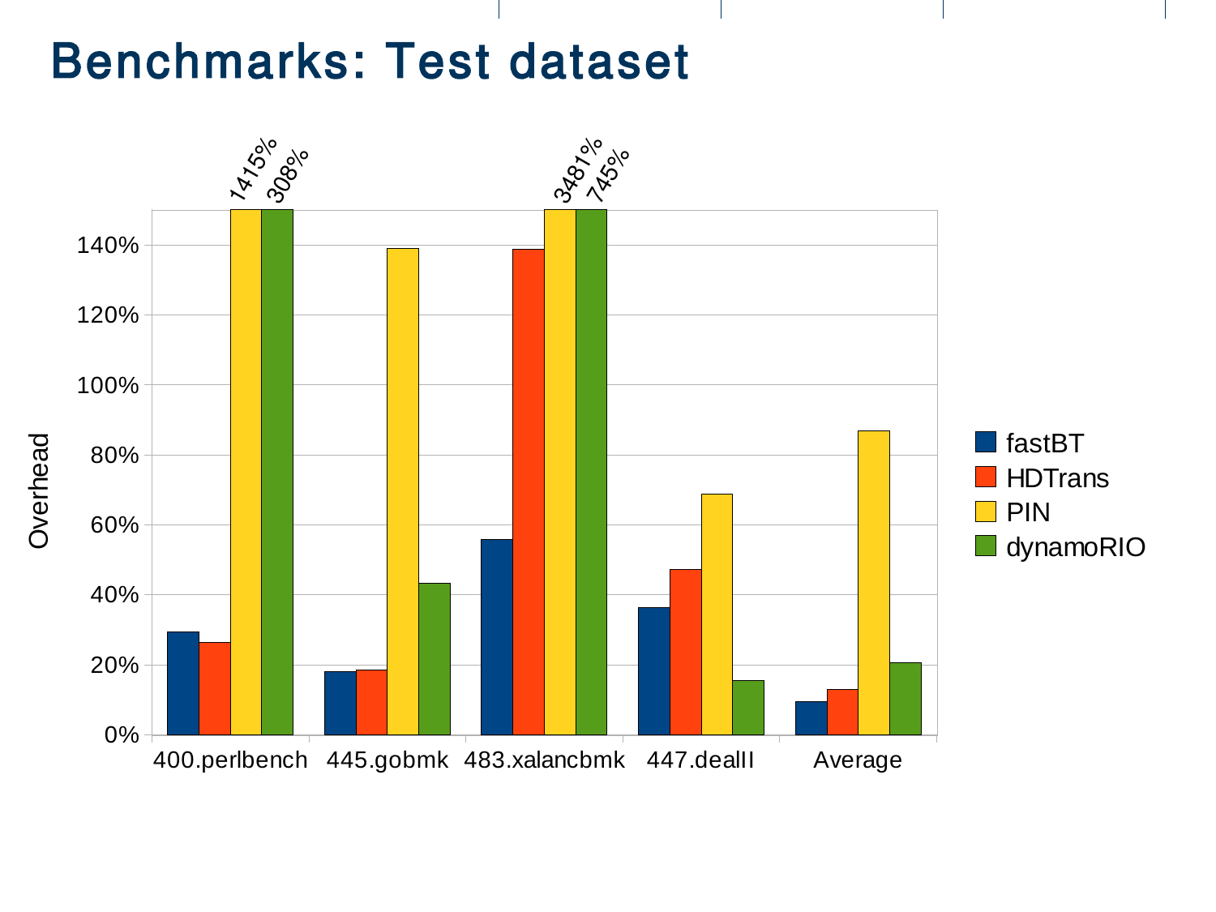# Benchmarks: Test dataset

Overhead

| | 400.perlbench | 445.gobmk | 483.xalancbmk | 447.dealII | Average |
|---|---|---|---|---|---|
| fastBT | | | | | |
| HDTrans | | | | | |
| PIN | 1415% | | 3481% | | |
| dynamoRIO | 308% | | 745% | | |

0% 20% 40% 60% 80% 100% 120% 140%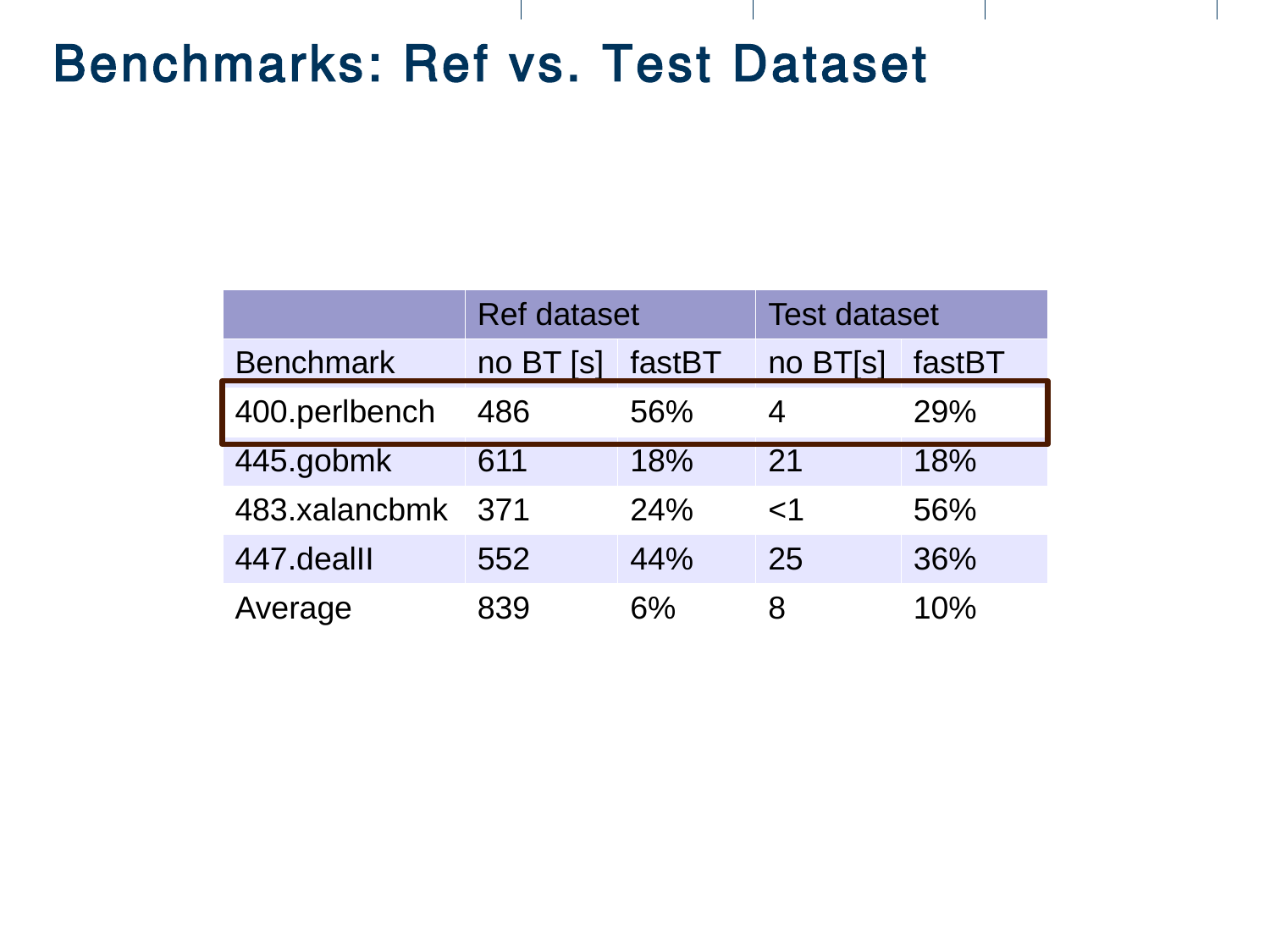# Benchmarks: Ref vs. Test Dataset

| | Ref dataset | | Test dataset | |
|---|---|---|---|---|
| Benchmark | no BT [s] | fastBT | no BT[s] | fastBT |
| 400.perlbench | 486 | 56% | 4 | 29% |
| 445.gobmk | 611 | 18% | 21 | 18% |
| 483.xalancbmk | 371 | 24% | <1 | 56% |
| 447.dealII | 552 | 44% | 25 | 36% |
| Average | 839 | 6% | 8 | 10% |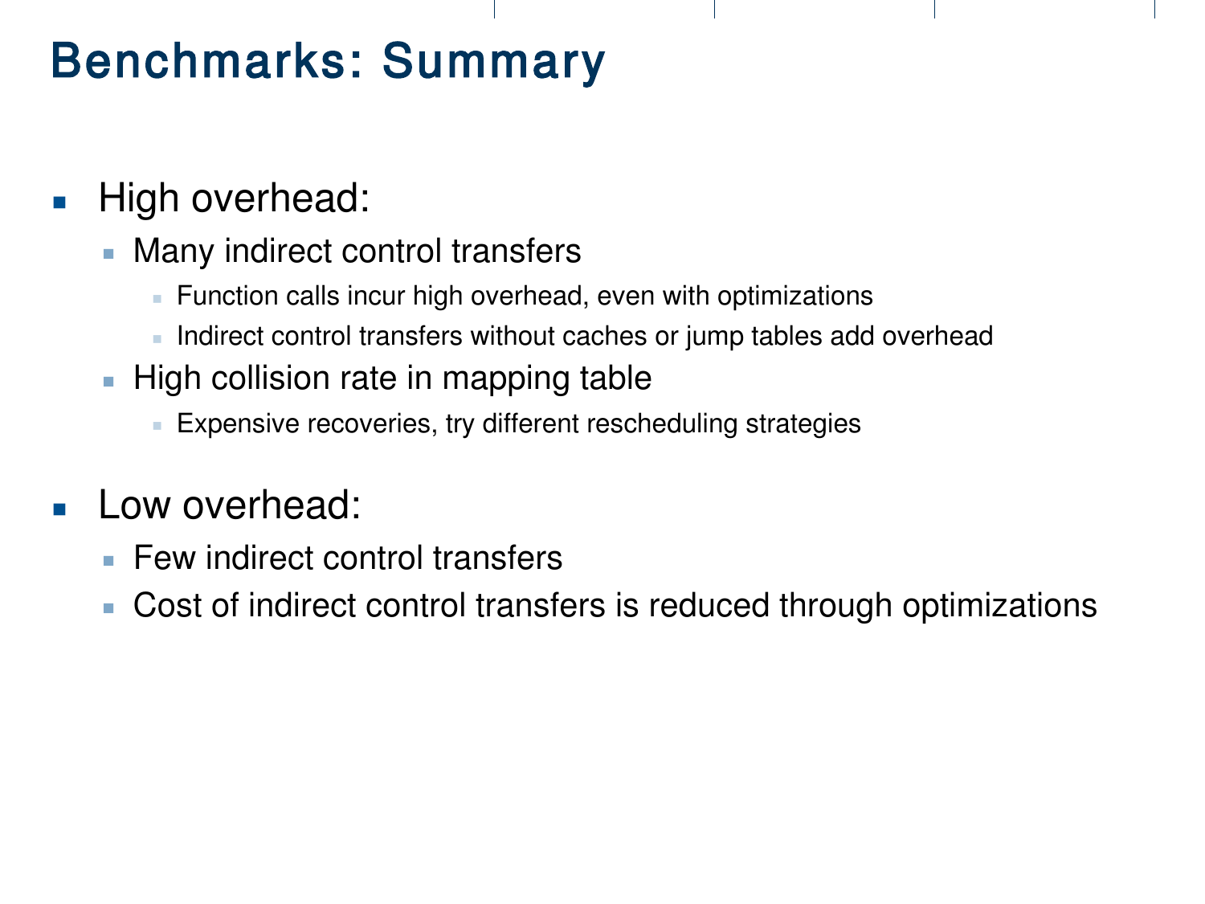# Benchmarks: Summary

- High overhead:
  - Many indirect control transfers
    - Function calls incur high overhead, even with optimizations
    - Indirect control transfers without caches or jump tables add overhead
  - High collision rate in mapping table
    - Expensive recoveries, try different rescheduling strategies
- Low overhead:
  - Few indirect control transfers
  - Cost of indirect control transfers is reduced through optimizations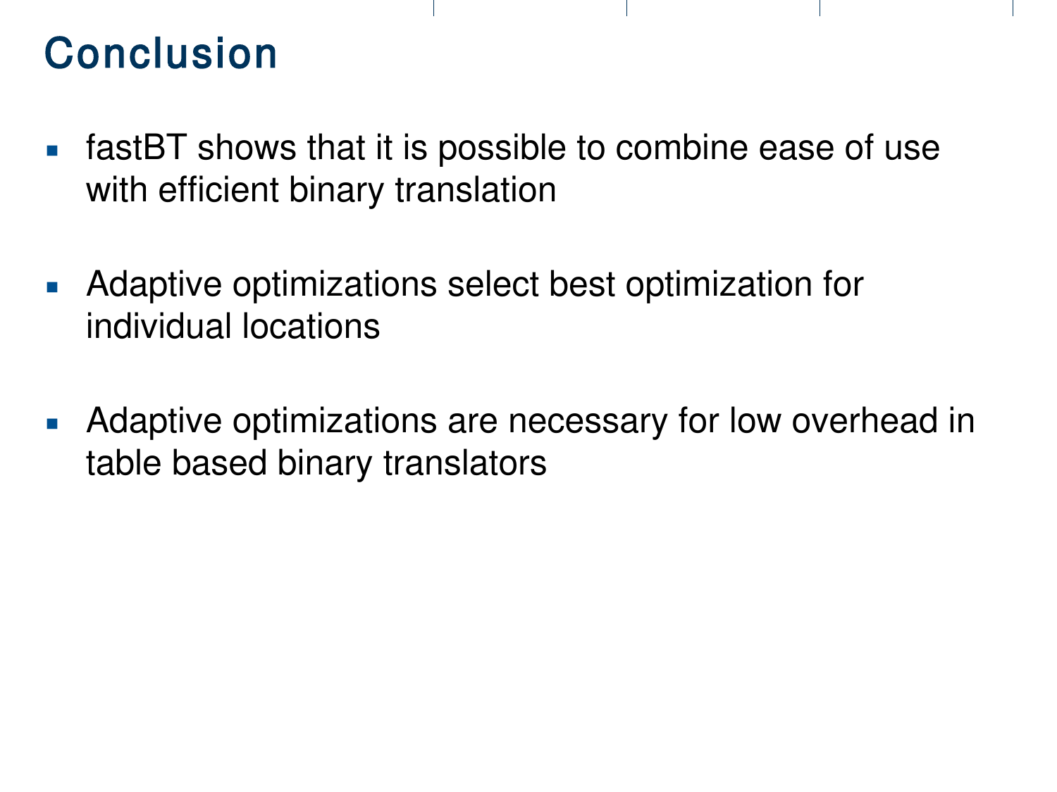# Conclusion

- fastBT shows that it is possible to combine ease of use with efficient binary translation
- Adaptive optimizations select best optimization for individual locations
- Adaptive optimizations are necessary for low overhead in table based binary translators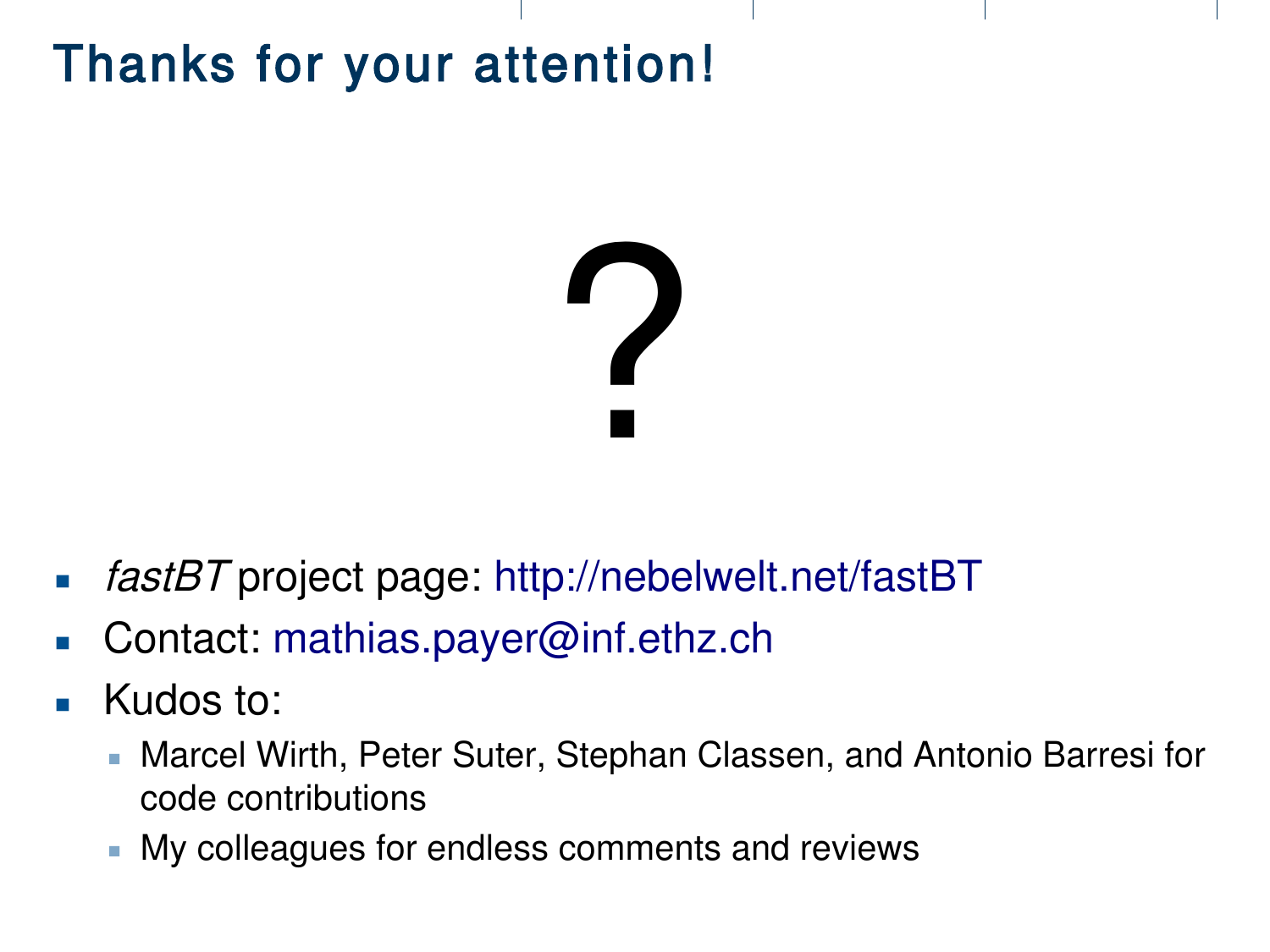# Thanks for your attention!

?

- *fastBT* project page: http://nebelwelt.net/fastBT
- Contact: mathias.payer@inf.ethz.ch
- Kudos to:
  - Marcel Wirth, Peter Suter, Stephan Classen, and Antonio Barresi for code contributions
  - My colleagues for endless comments and reviews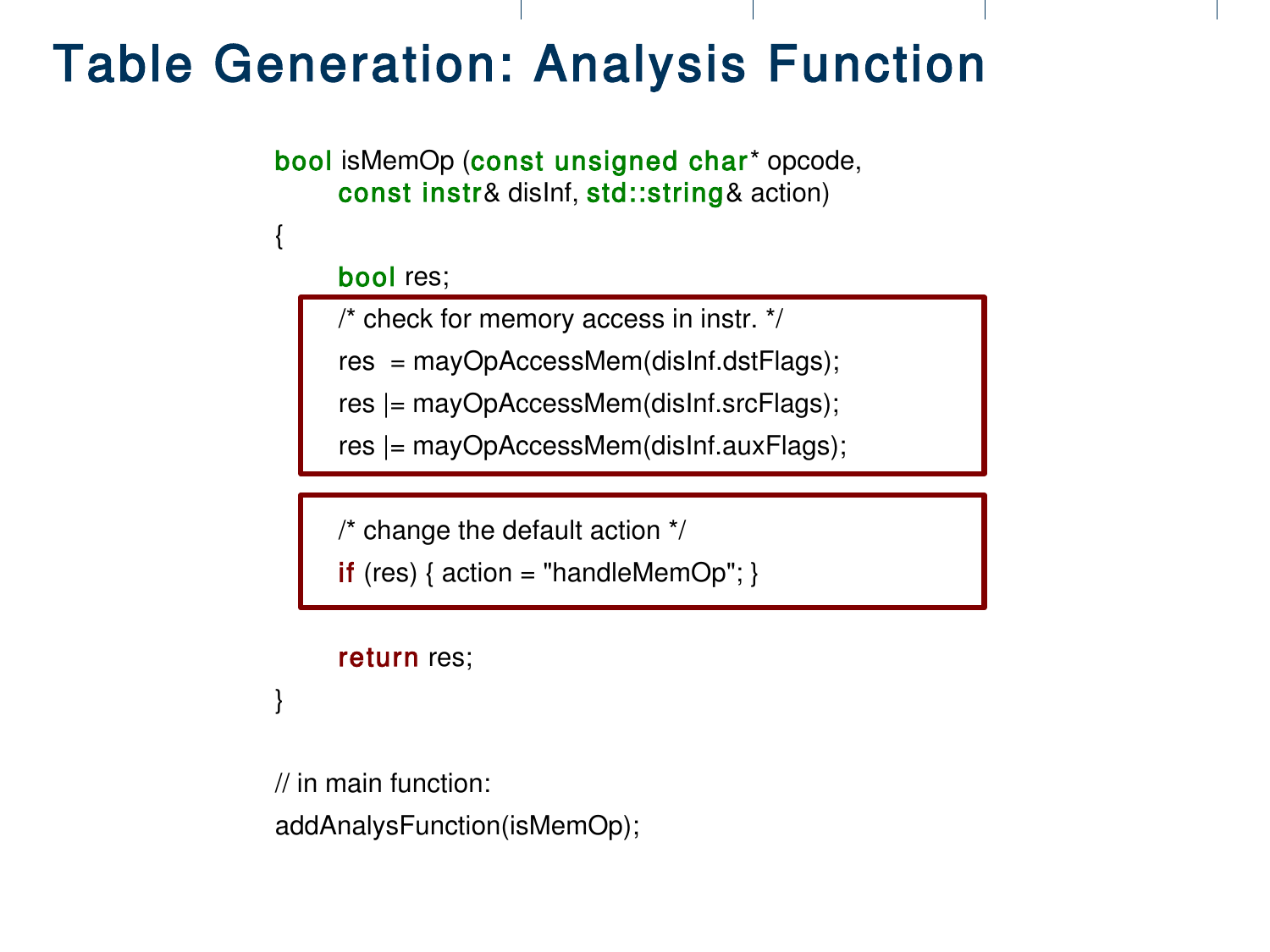# Table Generation: Analysis Function

```
bool isMemOp (const unsigned char* opcode,
      const instr& disInf, std::string& action)
{
      bool res;
      /* check for memory access in instr. */
      res  = mayOpAccessMem(disInf.dstFlags);
      res |= mayOpAccessMem(disInf.srcFlags);
      res |= mayOpAccessMem(disInf.auxFlags);

      /* change the default action */
      if (res) { action = "handleMemOp"; }

      return res;
}

// in main function:
addAnalysFunction(isMemOp);
```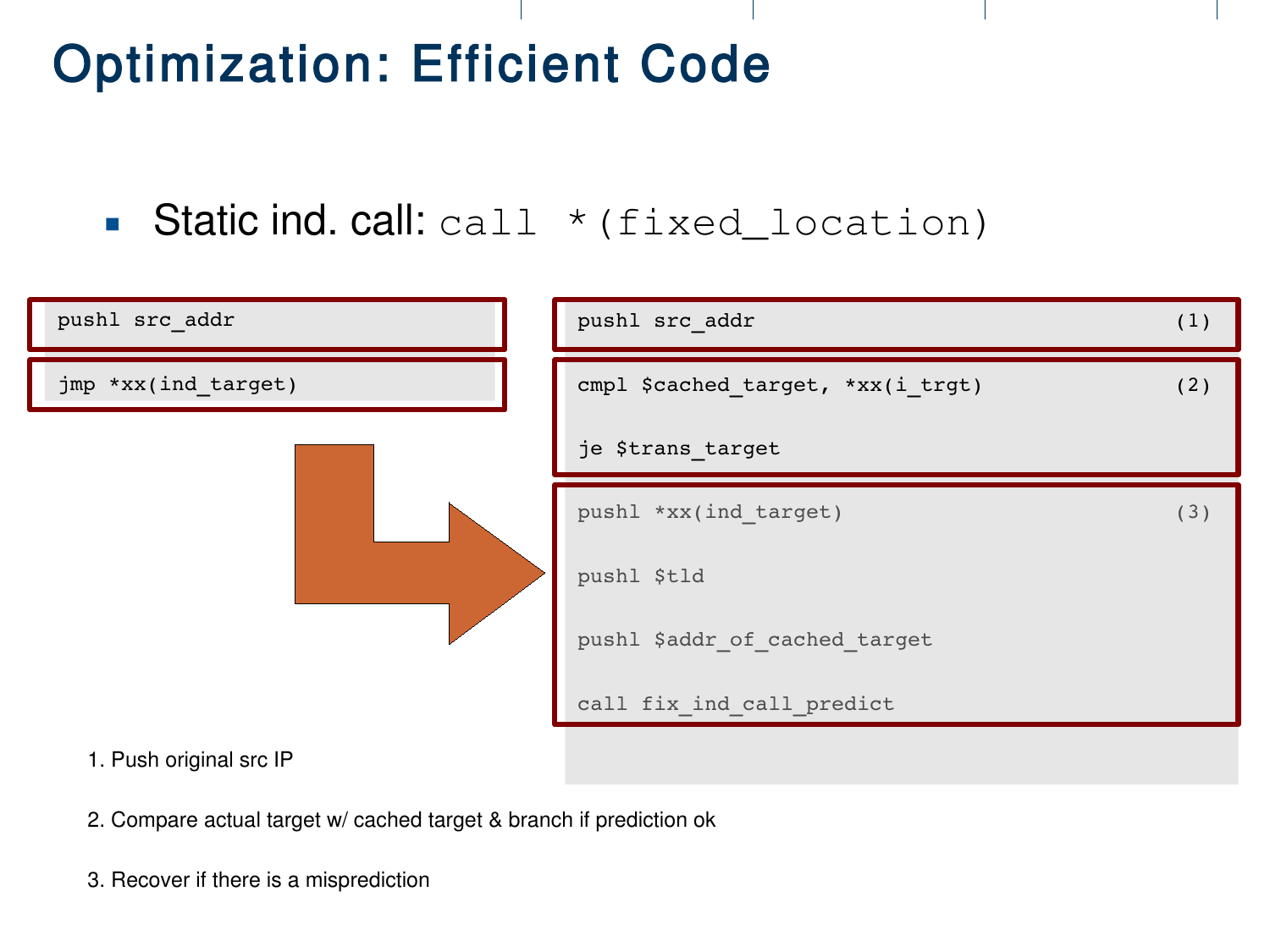# Optimization: Efficient Code

- Static ind. call: `call *(fixed_location)`

```
pushl src_addr

jmp *xx(ind_target)
```

```
pushl src_addr                               (1)

cmpl $cached_target, *xx(i_trgt)             (2)
je $trans_target

pushl *xx(ind_target)                        (3)
pushl $tld
pushl $addr_of_cached_target
call fix_ind_call_predict
```

1. Push original src IP
2. Compare actual target w/ cached target & branch if prediction ok
3. Recover if there is a misprediction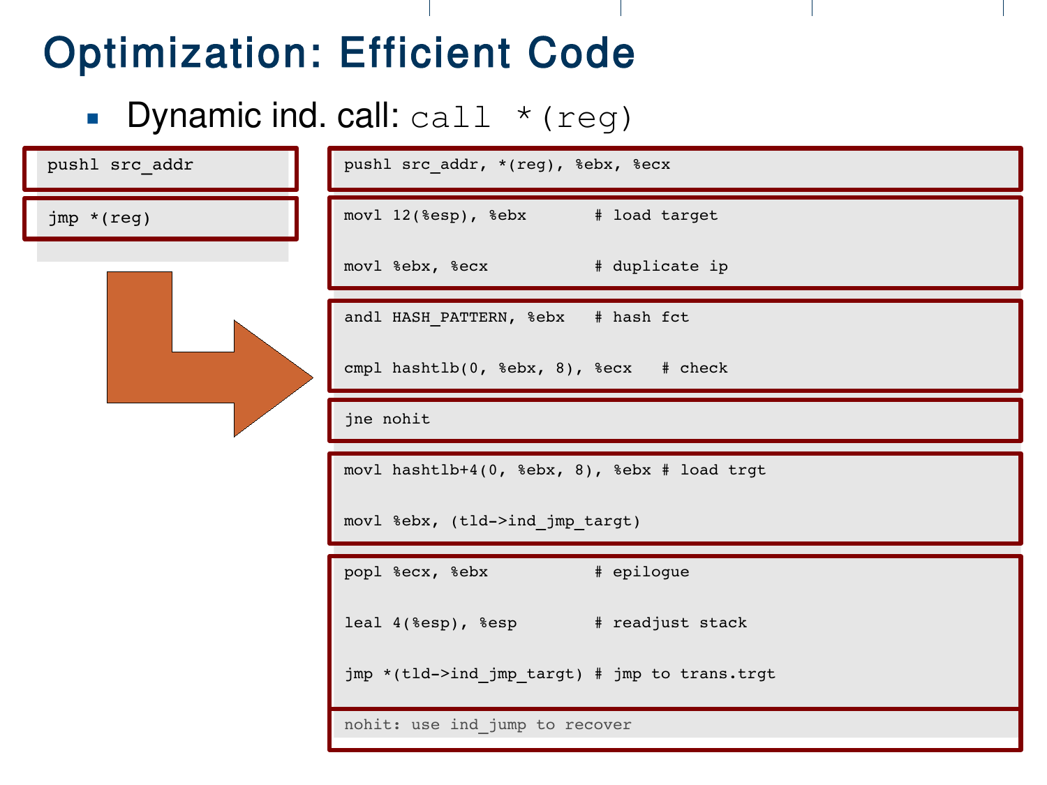# Optimization: Efficient Code

- Dynamic ind. call: `call *(reg)`

```
pushl src_addr

jmp *(reg)
```

```
pushl src_addr, *(reg), %ebx, %ecx

movl 12(%esp), %ebx       # load target

movl %ebx, %ecx           # duplicate ip

andl HASH_PATTERN, %ebx   # hash fct

cmpl hashtlb(0, %ebx, 8), %ecx   # check

jne nohit

movl hashtlb+4(0, %ebx, 8), %ebx # load trgt

movl %ebx, (tld->ind_jmp_targt)

popl %ecx, %ebx           # epilogue

leal 4(%esp), %esp        # readjust stack

jmp *(tld->ind_jmp_targt) # jmp to trans.trgt

nohit: use ind_jump to recover
```